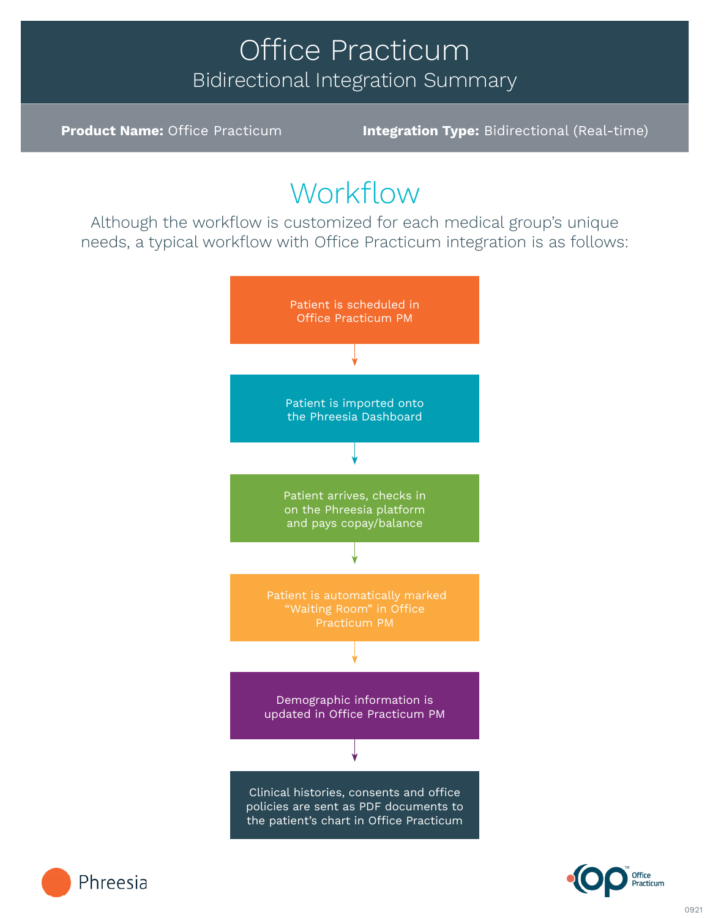# Office Practicum

## Bidirectional Integration Summary

**Product Name:** Office Practicum

**Integration Type:** Bidirectional (Real-time)

## Workflow

Although the workflow is customized for each medical group's unique needs, a typical workflow with Office Practicum integration is as follows:

1. Patient is scheduled in Office Practicum PM
2. Patient is imported onto the Phreesia Dashboard
3. Patient arrives, checks in on the Phreesia platform and pays copay/balance
4. Patient is automatically marked "Waiting Room" in Office Practicum PM
5. Demographic information is updated in Office Practicum PM
6. Clinical histories, consents and office policies are sent as PDF documents to the patient's chart in Office Practicum

Phreesia

Office Practicum

0921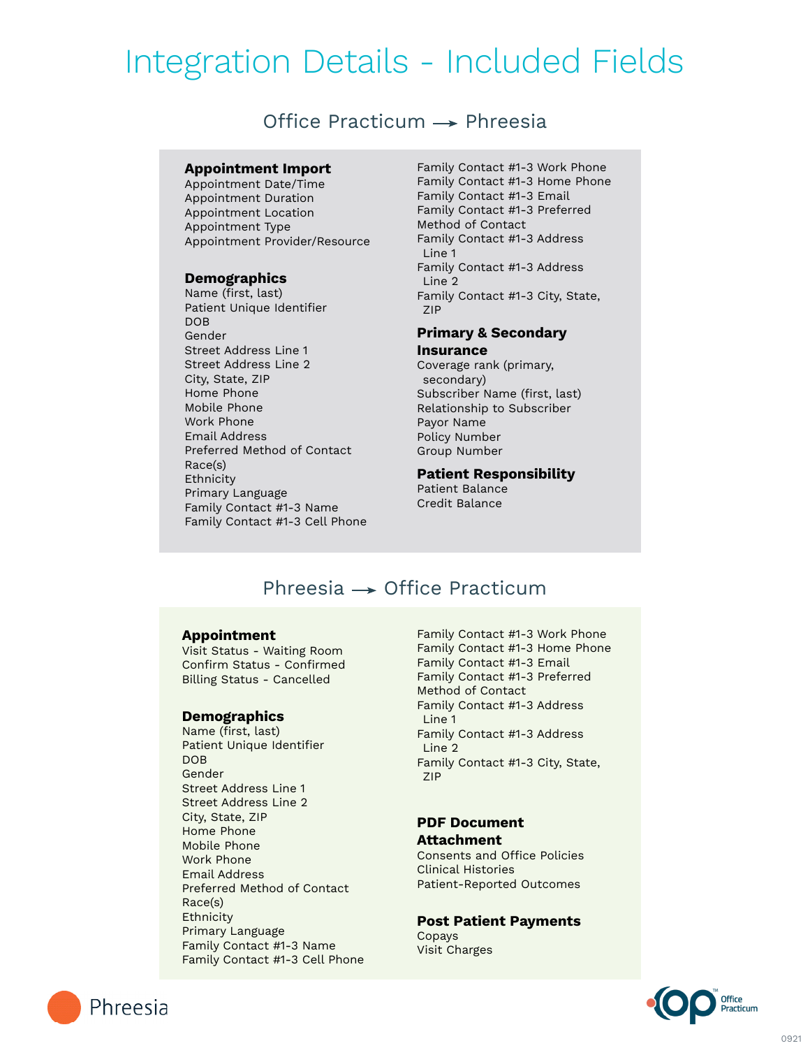# Integration Details - Included Fields

## Office Practicum → Phreesia

**Appointment Import**
Appointment Date/Time
Appointment Duration
Appointment Location
Appointment Type
Appointment Provider/Resource

**Demographics**
Name (first, last)
Patient Unique Identifier
DOB
Gender
Street Address Line 1
Street Address Line 2
City, State, ZIP
Home Phone
Mobile Phone
Work Phone
Email Address
Preferred Method of Contact
Race(s)
Ethnicity
Primary Language
Family Contact #1-3 Name
Family Contact #1-3 Cell Phone
Family Contact #1-3 Work Phone
Family Contact #1-3 Home Phone
Family Contact #1-3 Email
Family Contact #1-3 Preferred Method of Contact
Family Contact #1-3 Address Line 1
Family Contact #1-3 Address Line 2
Family Contact #1-3 City, State, ZIP

**Primary & Secondary Insurance**
Coverage rank (primary, secondary)
Subscriber Name (first, last)
Relationship to Subscriber
Payor Name
Policy Number
Group Number

**Patient Responsibility**
Patient Balance
Credit Balance

## Phreesia → Office Practicum

**Appointment**
Visit Status - Waiting Room
Confirm Status - Confirmed
Billing Status - Cancelled

**Demographics**
Name (first, last)
Patient Unique Identifier
DOB
Gender
Street Address Line 1
Street Address Line 2
City, State, ZIP
Home Phone
Mobile Phone
Work Phone
Email Address
Preferred Method of Contact
Race(s)
Ethnicity
Primary Language
Family Contact #1-3 Name
Family Contact #1-3 Cell Phone
Family Contact #1-3 Work Phone
Family Contact #1-3 Home Phone
Family Contact #1-3 Email
Family Contact #1-3 Preferred Method of Contact
Family Contact #1-3 Address Line 1
Family Contact #1-3 Address Line 2
Family Contact #1-3 City, State, ZIP

**PDF Document Attachment**
Consents and Office Policies
Clinical Histories
Patient-Reported Outcomes

**Post Patient Payments**
Copays
Visit Charges